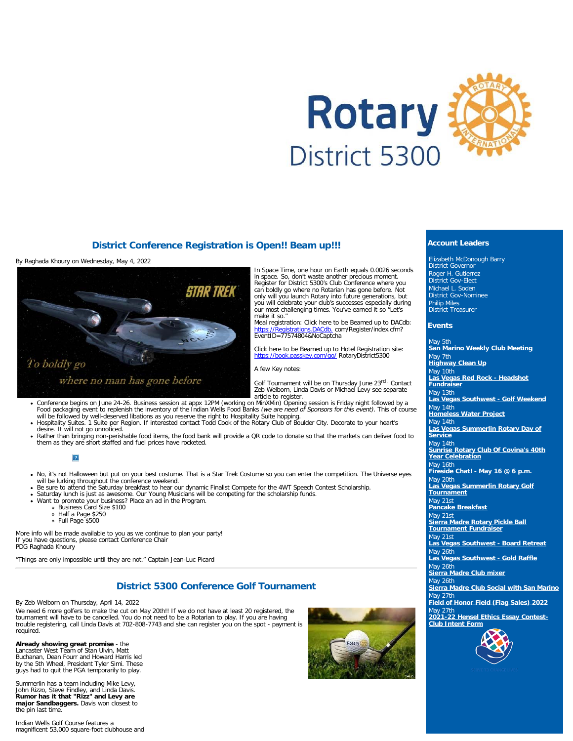# District Conference Registration is Open!! Beam up!!!

By Raghada Khoury on Wednesday, May 4, 2022

In Space Time, one hour on Earth equals 0.0026 seconds in space. So, don't waste another precious moment. Register for District 5300's Club Conference where you can boldly go where no Rotarian has gone before. Not only will you launch Rotary into future generations, but you will celebrate your club's successes especially during our most challenging times. You've earned it so "Let's make it so."

Meal registration: Click here to be Beamed up to DACdb: https://Registrations.DACdb. com/Register/index.cfm?EventID=77574804&NoCaptcha

Click here to be Beamed up to Hotel Registration site: https://book.passkey.com/go/ RotaryDistrict5300

A few Key notes:

Golf Tournament will be on Thursday June 23rd. Contact Zeb Welborn, Linda Davis or Michael Levy see separate article to register.

- Conference begins on June 24-26. Business session at appx 12PM (working on MinXMin) Opening session is Friday night followed by a Food packaging event to replenish the inventory of the Indian Wells Food Banks *(we are need of Sponsors for this event)*. This of course will be followed by well-deserved libations as you reserve the right to Hospitality Suite hopping.
- Hospitality Suites. 1 Suite per Region. If interested contact Todd Cook of the Rotary Club of Boulder City. Decorate to your heart's desire. It will not go unnoticed.
- Rather than bringing non-perishable food items, the food bank will provide a QR code to donate so that the markets can deliver food to them as they are short staffed and fuel prices have rocketed.

- No, it's not Halloween but put on your best costume. That is a Star Trek Costume so you can enter the competition. The Universe eyes will be lurking throughout the conference weekend.
- Be sure to attend the Saturday breakfast to hear our dynamic Finalist Compete for the 4WT Speech Contest Scholarship.
- Saturday lunch is just as awesome. Our Young Musicians will be competing for the scholarship funds.
- Want to promote your business? Place an ad in the Program.
  - Business Card Size $100
  - Half a Page $250
  - Full Page $500

More info will be made available to you as we continue to plan your party!
If you have questions, please contact Conference Chair
PDG Raghada Khoury

"Things are only impossible until they are not." Captain Jean-Luc Picard

---

# District 5300 Conference Golf Tournament

By Zeb Welborn on Thursday, April 14, 2022

We need 6 more golfers to make the cut on May 20th!! If we do not have at least 20 registered, the tournament will have to be cancelled. You do not need to be a Rotarian to play. If you are having trouble registering, call Linda Davis at 702-808-7743 and she can register you on the spot - payment is required.

**Already showing great promise** - the Lancaster West Team of Stan Ulvin, Matt Buchanan, Dean Fourr and Howard Harris led by the 5th Wheel, President Tyler Simi. These guys had to quit the PGA temporarily to play.

Summerlin has a team including Mike Levy, John Rizzo, Steve Findley, and Linda Davis. **Rumor has it that "Rizz" and Levy are major Sandbaggers.** Davis won closest to the pin last time.

Indian Wells Golf Course features a magnificent 53,000 square-foot clubhouse and

## Account Leaders

Elizabeth McDonough Barry
District Governor
Roger H. Gutierrez
District Gov-Elect
Michael L. Soden
District Gov-Nominee
Philip Miles
District Treasurer

## Events

May 5th
**San Marino Weekly Club Meeting**
May 7th
**Highway Clean Up**
May 10th
**Las Vegas Red Rock - Headshot Fundraiser**
May 13th
**Las Vegas Southwest - Golf Weekend**
May 14th
**Homeless Water Project**
May 14th
**Las Vegas Summerlin Rotary Day of Service**
May 14th
**Sunrise Rotary Club Of Covina's 40th Year Celebration**
May 16th
**Fireside Chat! - May 16 @ 6 p.m.**
May 20th
**Las Vegas Summerlin Rotary Golf Tournament**
May 21st
**Pancake Breakfast**
May 21st
**Sierra Madre Rotary Pickle Ball Tournament Fundraiser**
May 21st
**Las Vegas Southwest - Board Retreat**
May 26th
**Las Vegas Southwest - Gold Raffle**
May 26th
**Sierra Madre Club mixer**
May 26th
**Sierra Madre Club Social with San Marino**
May 27th
**Field of Honor Field (Flag Sales) 2022**
May 27th
**2021-22 Hensel Ethics Essay Contest-Club Intent Form**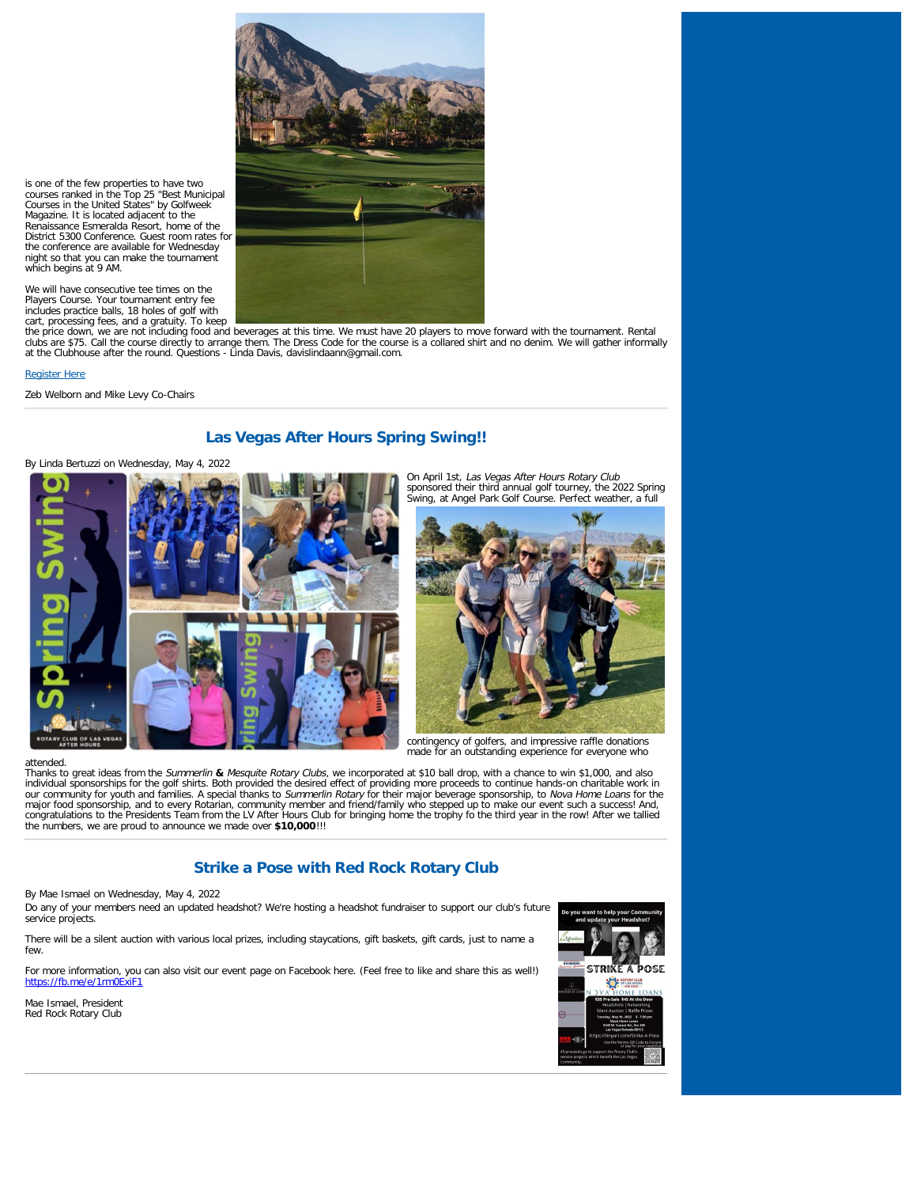is one of the few properties to have two courses ranked in the Top 25 "Best Municipal Courses in the United States" by Golfweek Magazine. It is located adjacent to the Renaissance Esmeralda Resort, home of the District 5300 Conference. Guest room rates for the conference are available for Wednesday night so that you can make the tournament which begins at 9 AM.

We will have consecutive tee times on the Players Course. Your tournament entry fee includes practice balls, 18 holes of golf with cart, processing fees, and a gratuity. To keep the price down, we are not including food and beverages at this time. We must have 20 players to move forward with the tournament. Rental clubs are $75. Call the course directly to arrange them. The Dress Code for the course is a collared shirt and no denim. We will gather informally at the Clubhouse after the round. Questions - Linda Davis, davislindaann@gmail.com.

Register Here

Zeb Welborn and Mike Levy Co-Chairs

## Las Vegas After Hours Spring Swing!!

By Linda Bertuzzi on Wednesday, May 4, 2022

On April 1st, *Las Vegas After Hours Rotary Club* sponsored their third annual golf tourney, the 2022 Spring Swing, at Angel Park Golf Course. Perfect weather, a full contingency of golfers, and impressive raffle donations made for an outstanding experience for everyone who attended.

Thanks to great ideas from the *Summerlin* **&** *Mesquite Rotary Clubs*, we incorporated at $10 ball drop, with a chance to win $1,000, and also individual sponsorships for the golf shirts. Both provided the desired effect of providing more proceeds to continue hands-on charitable work in our community for youth and families. A special thanks to *Summerlin Rotary* for their major beverage sponsorship, to *Nova Home Loans* for the major food sponsorship, and to every Rotarian, community member and friend/family who stepped up to make our event such a success! And, congratulations to the Presidents Team from the LV After Hours Club for bringing home the trophy fo the third year in the row! After we tallied the numbers, we are proud to announce we made over **$10,000**!!!

## Strike a Pose with Red Rock Rotary Club

By Mae Ismael on Wednesday, May 4, 2022

Do any of your members need an updated headshot? We're hosting a headshot fundraiser to support our club's future service projects.

There will be a silent auction with various local prizes, including staycations, gift baskets, gift cards, just to name a few.

For more information, you can also visit our event page on Facebook here. (Feel free to like and share this as well!) https://fb.me/e/1rm0ExiF1

Mae Ismael, President
Red Rock Rotary Club